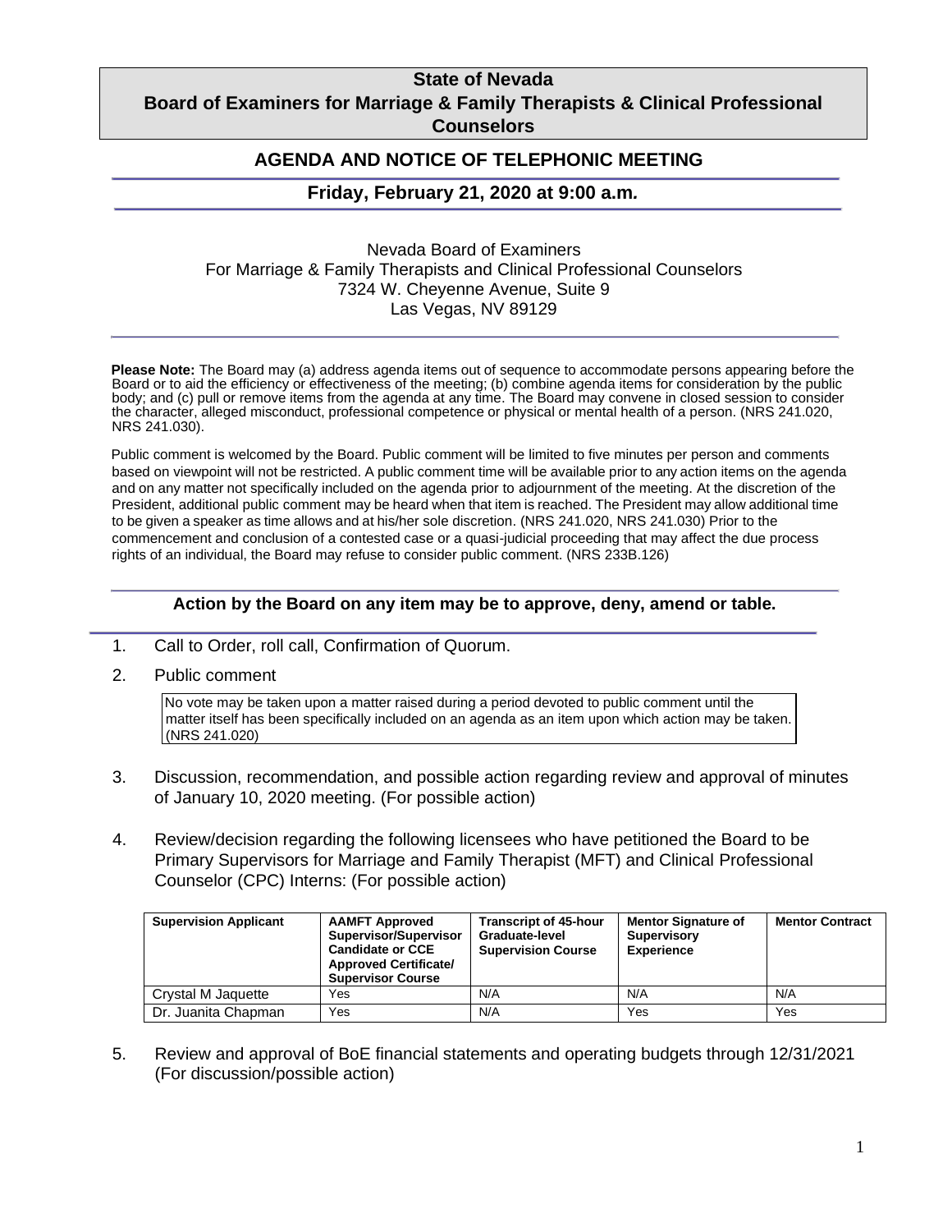# State of Nevada
# Board of Examiners for Marriage & Family Therapists & Clinical Professional Counselors

## AGENDA AND NOTICE OF TELEPHONIC MEETING

### Friday, February 21, 2020 at 9:00 a.m.

Nevada Board of Examiners
For Marriage & Family Therapists and Clinical Professional Counselors
7324 W. Cheyenne Avenue, Suite 9
Las Vegas, NV 89129

**Please Note:** The Board may (a) address agenda items out of sequence to accommodate persons appearing before the Board or to aid the efficiency or effectiveness of the meeting; (b) combine agenda items for consideration by the public body; and (c) pull or remove items from the agenda at any time. The Board may convene in closed session to consider the character, alleged misconduct, professional competence or physical or mental health of a person. (NRS 241.020, NRS 241.030).

Public comment is welcomed by the Board. Public comment will be limited to five minutes per person and comments based on viewpoint will not be restricted. A public comment time will be available prior to any action items on the agenda and on any matter not specifically included on the agenda prior to adjournment of the meeting. At the discretion of the President, additional public comment may be heard when that item is reached. The President may allow additional time to be given a speaker as time allows and at his/her sole discretion. (NRS 241.020, NRS 241.030) Prior to the commencement and conclusion of a contested case or a quasi-judicial proceeding that may affect the due process rights of an individual, the Board may refuse to consider public comment. (NRS 233B.126)

**Action by the Board on any item may be to approve, deny, amend or table.**

1. Call to Order, roll call, Confirmation of Quorum.
2. Public comment

   No vote may be taken upon a matter raised during a period devoted to public comment until the matter itself has been specifically included on an agenda as an item upon which action may be taken. (NRS 241.020)

3. Discussion, recommendation, and possible action regarding review and approval of minutes of January 10, 2020 meeting. (For possible action)
4. Review/decision regarding the following licensees who have petitioned the Board to be Primary Supervisors for Marriage and Family Therapist (MFT) and Clinical Professional Counselor (CPC) Interns: (For possible action)

| Supervision Applicant | AAMFT Approved Supervisor/Supervisor Candidate or CCE Approved Certificate/ Supervisor Course | Transcript of 45-hour Graduate-level Supervision Course | Mentor Signature of Supervisory Experience | Mentor Contract |
|---|---|---|---|---|
| Crystal M Jaquette | Yes | N/A | N/A | N/A |
| Dr. Juanita Chapman | Yes | N/A | Yes | Yes |

5. Review and approval of BoE financial statements and operating budgets through 12/31/2021 (For discussion/possible action)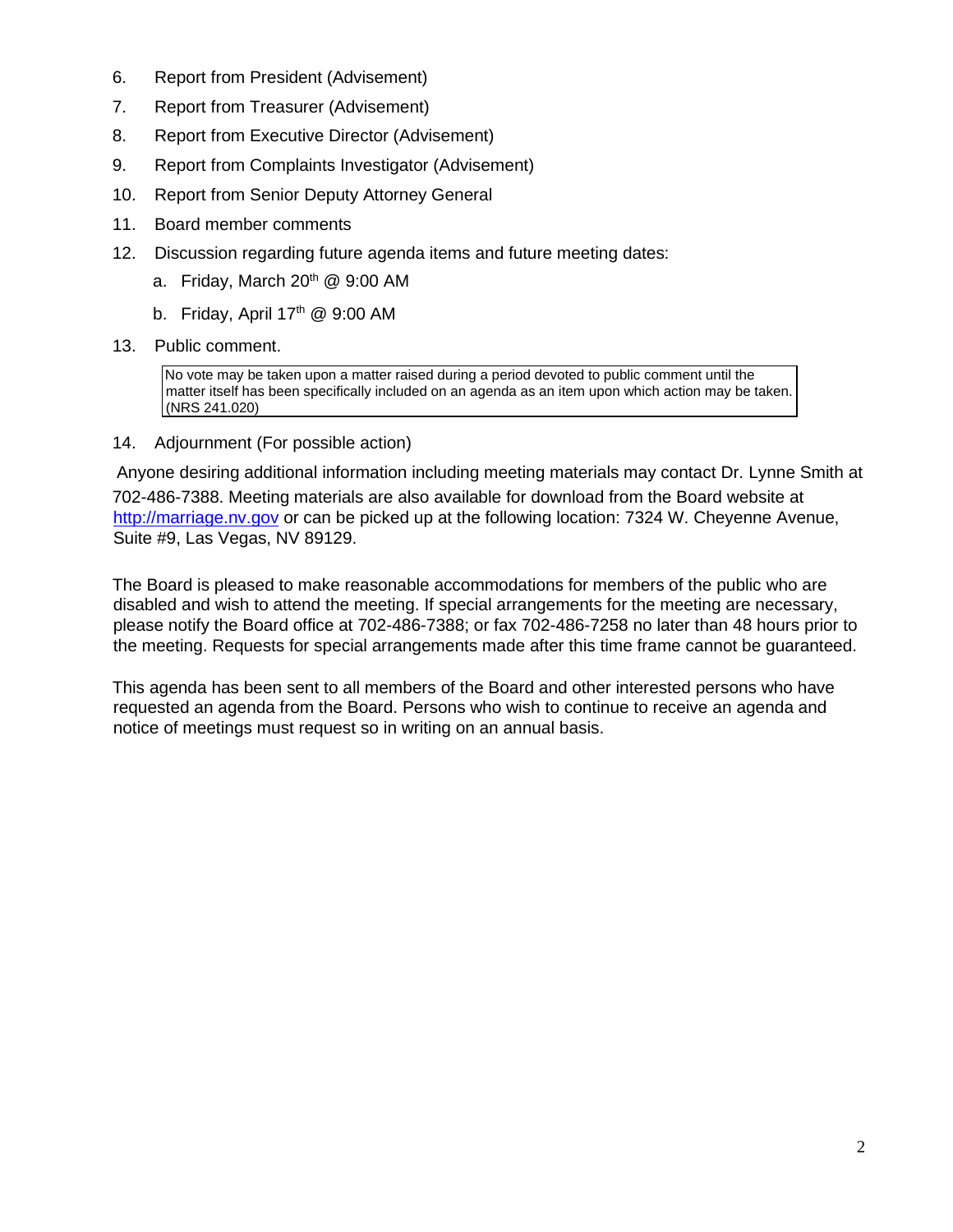6. Report from President (Advisement)
7. Report from Treasurer (Advisement)
8. Report from Executive Director (Advisement)
9. Report from Complaints Investigator (Advisement)
10. Report from Senior Deputy Attorney General
11. Board member comments
12. Discussion regarding future agenda items and future meeting dates:
    a. Friday, March 20th @ 9:00 AM
    b. Friday, April 17th @ 9:00 AM
13. Public comment.

| No vote may be taken upon a matter raised during a period devoted to public comment until the matter itself has been specifically included on an agenda as an item upon which action may be taken. (NRS 241.020) |
|---|

14. Adjournment (For possible action)

Anyone desiring additional information including meeting materials may contact Dr. Lynne Smith at 702-486-7388. Meeting materials are also available for download from the Board website at http://marriage.nv.gov or can be picked up at the following location: 7324 W. Cheyenne Avenue, Suite #9, Las Vegas, NV 89129.

The Board is pleased to make reasonable accommodations for members of the public who are disabled and wish to attend the meeting. If special arrangements for the meeting are necessary, please notify the Board office at 702-486-7388; or fax 702-486-7258 no later than 48 hours prior to the meeting. Requests for special arrangements made after this time frame cannot be guaranteed.

This agenda has been sent to all members of the Board and other interested persons who have requested an agenda from the Board. Persons who wish to continue to receive an agenda and notice of meetings must request so in writing on an annual basis.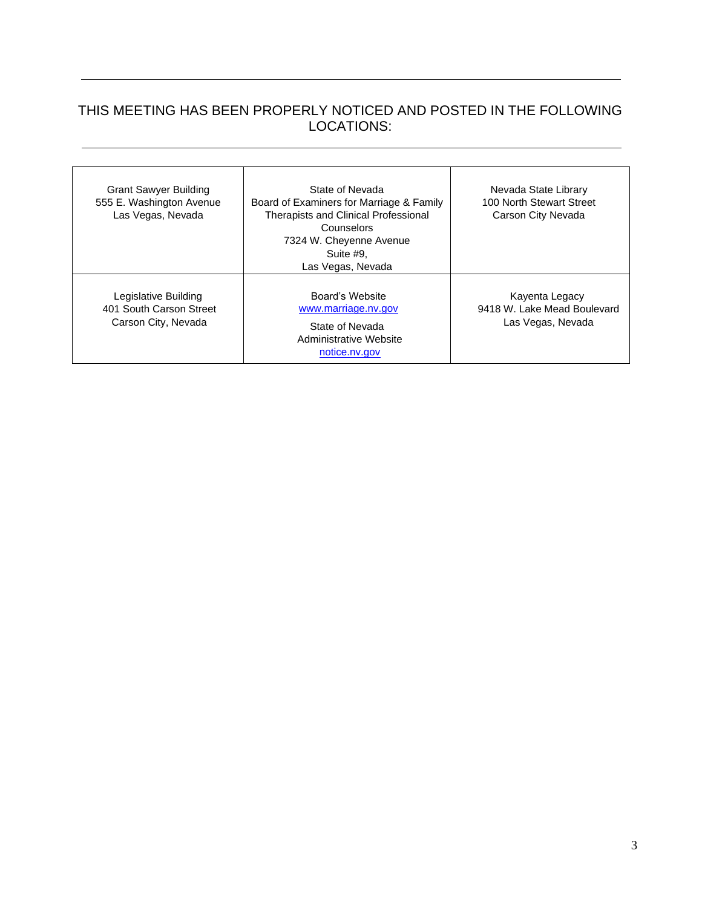---

THIS MEETING HAS BEEN PROPERLY NOTICED AND POSTED IN THE FOLLOWING LOCATIONS:

---

| | | |
|---|---|---|
| Grant Sawyer Building<br>555 E. Washington Avenue<br>Las Vegas, Nevada | State of Nevada<br>Board of Examiners for Marriage & Family Therapists and Clinical Professional Counselors<br>7324 W. Cheyenne Avenue<br>Suite #9,<br>Las Vegas, Nevada | Nevada State Library<br>100 North Stewart Street<br>Carson City Nevada |
| Legislative Building<br>401 South Carson Street<br>Carson City, Nevada | Board's Website<br>www.marriage.nv.gov<br>State of Nevada<br>Administrative Website<br>notice.nv.gov | Kayenta Legacy<br>9418 W. Lake Mead Boulevard<br>Las Vegas, Nevada |